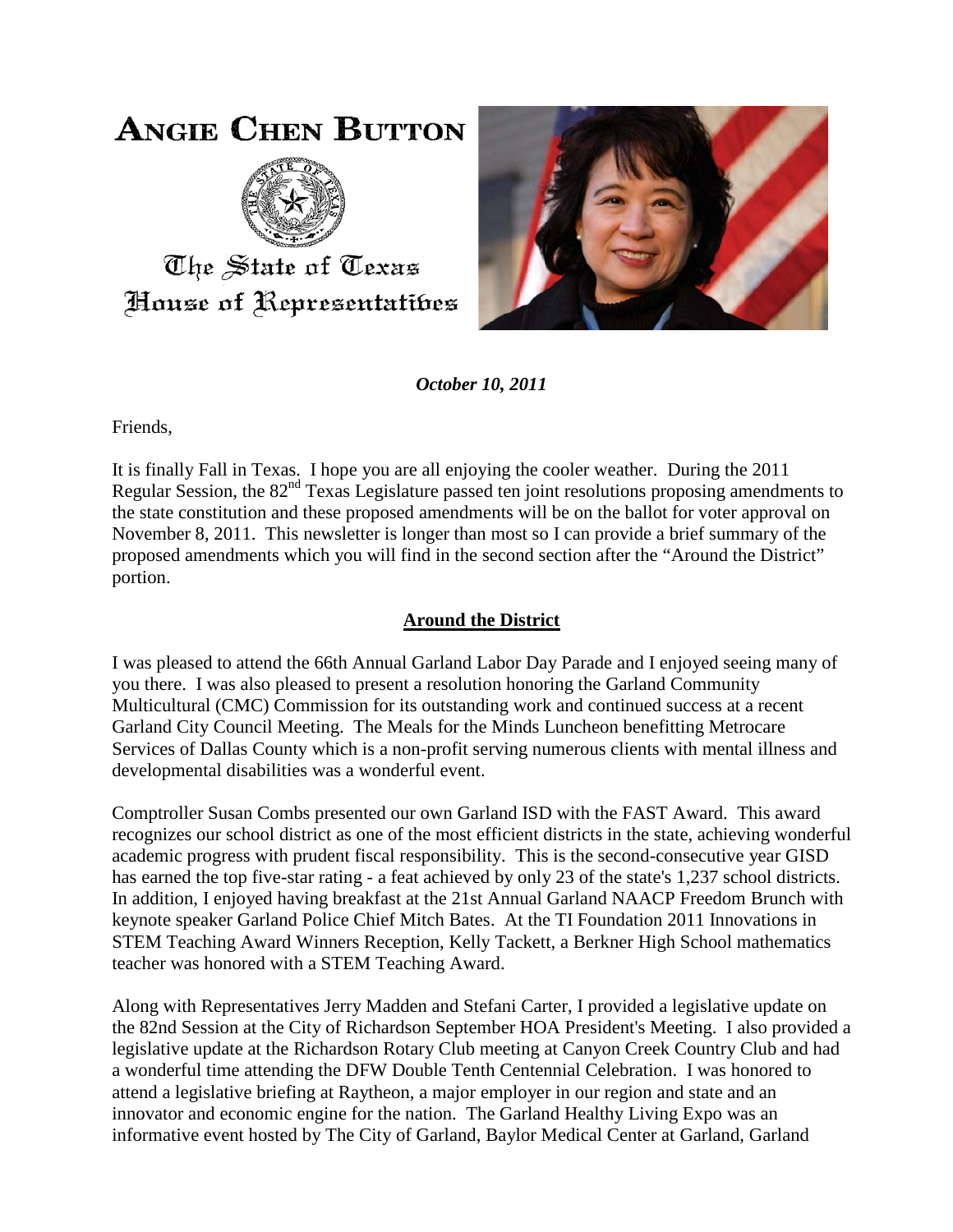# ANGIE CHEN BUTTON

The State of Texas
House of Representatives

***October 10, 2011***

Friends,

It is finally Fall in Texas. I hope you are all enjoying the cooler weather. During the 2011 Regular Session, the 82nd Texas Legislature passed ten joint resolutions proposing amendments to the state constitution and these proposed amendments will be on the ballot for voter approval on November 8, 2011. This newsletter is longer than most so I can provide a brief summary of the proposed amendments which you will find in the second section after the "Around the District" portion.

## Around the District

I was pleased to attend the 66th Annual Garland Labor Day Parade and I enjoyed seeing many of you there. I was also pleased to present a resolution honoring the Garland Community Multicultural (CMC) Commission for its outstanding work and continued success at a recent Garland City Council Meeting. The Meals for the Minds Luncheon benefitting Metrocare Services of Dallas County which is a non-profit serving numerous clients with mental illness and developmental disabilities was a wonderful event.

Comptroller Susan Combs presented our own Garland ISD with the FAST Award. This award recognizes our school district as one of the most efficient districts in the state, achieving wonderful academic progress with prudent fiscal responsibility. This is the second-consecutive year GISD has earned the top five-star rating - a feat achieved by only 23 of the state's 1,237 school districts. In addition, I enjoyed having breakfast at the 21st Annual Garland NAACP Freedom Brunch with keynote speaker Garland Police Chief Mitch Bates. At the TI Foundation 2011 Innovations in STEM Teaching Award Winners Reception, Kelly Tackett, a Berkner High School mathematics teacher was honored with a STEM Teaching Award.

Along with Representatives Jerry Madden and Stefani Carter, I provided a legislative update on the 82nd Session at the City of Richardson September HOA President's Meeting. I also provided a legislative update at the Richardson Rotary Club meeting at Canyon Creek Country Club and had a wonderful time attending the DFW Double Tenth Centennial Celebration. I was honored to attend a legislative briefing at Raytheon, a major employer in our region and state and an innovator and economic engine for the nation. The Garland Healthy Living Expo was an informative event hosted by The City of Garland, Baylor Medical Center at Garland, Garland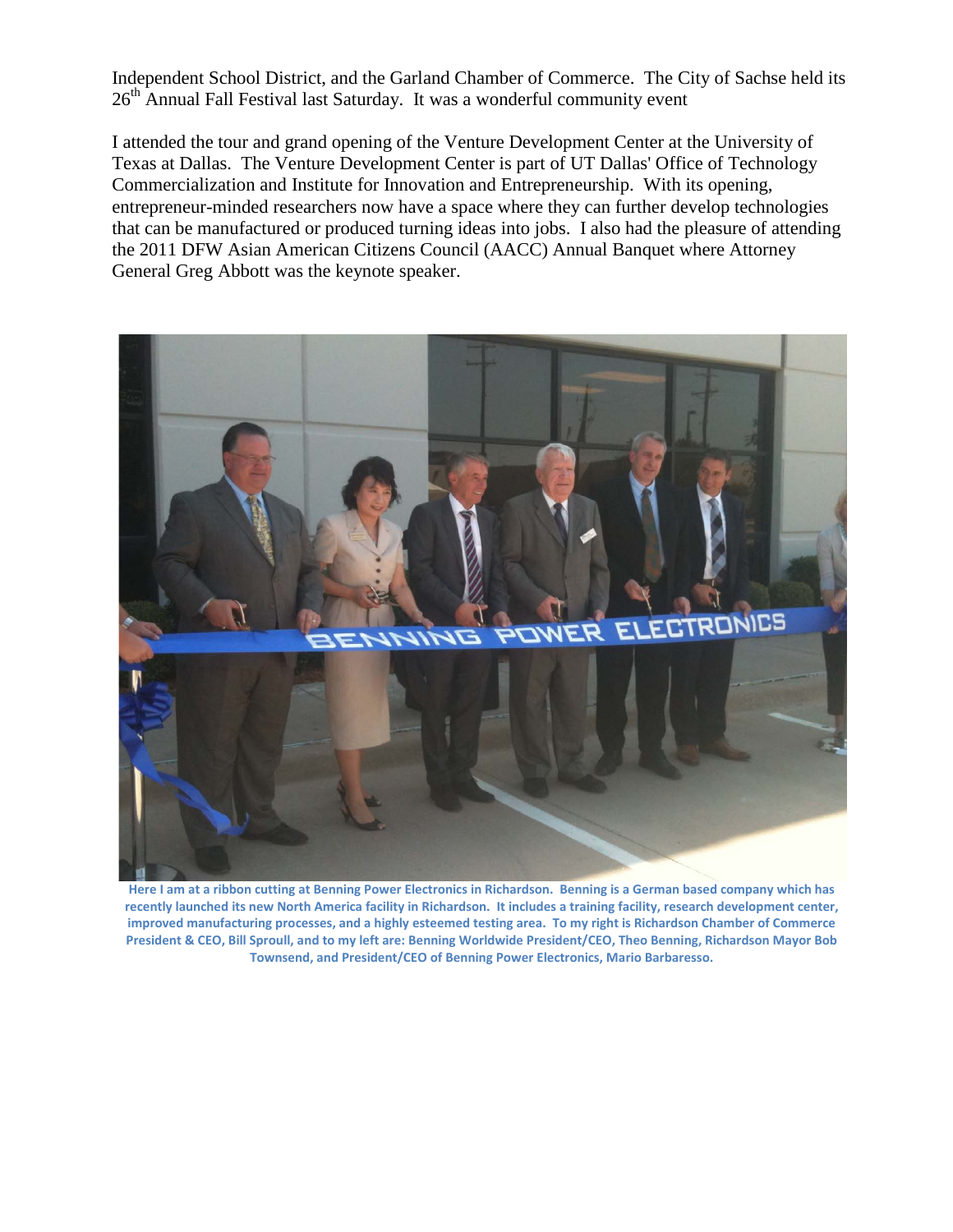Independent School District, and the Garland Chamber of Commerce. The City of Sachse held its 26th Annual Fall Festival last Saturday. It was a wonderful community event

I attended the tour and grand opening of the Venture Development Center at the University of Texas at Dallas. The Venture Development Center is part of UT Dallas' Office of Technology Commercialization and Institute for Innovation and Entrepreneurship. With its opening, entrepreneur-minded researchers now have a space where they can further develop technologies that can be manufactured or produced turning ideas into jobs. I also had the pleasure of attending the 2011 DFW Asian American Citizens Council (AACC) Annual Banquet where Attorney General Greg Abbott was the keynote speaker.

**Here I am at a ribbon cutting at Benning Power Electronics in Richardson. Benning is a German based company which has recently launched its new North America facility in Richardson. It includes a training facility, research development center, improved manufacturing processes, and a highly esteemed testing area. To my right is Richardson Chamber of Commerce President & CEO, Bill Sproull, and to my left are: Benning Worldwide President/CEO, Theo Benning, Richardson Mayor Bob Townsend, and President/CEO of Benning Power Electronics, Mario Barbaresso.**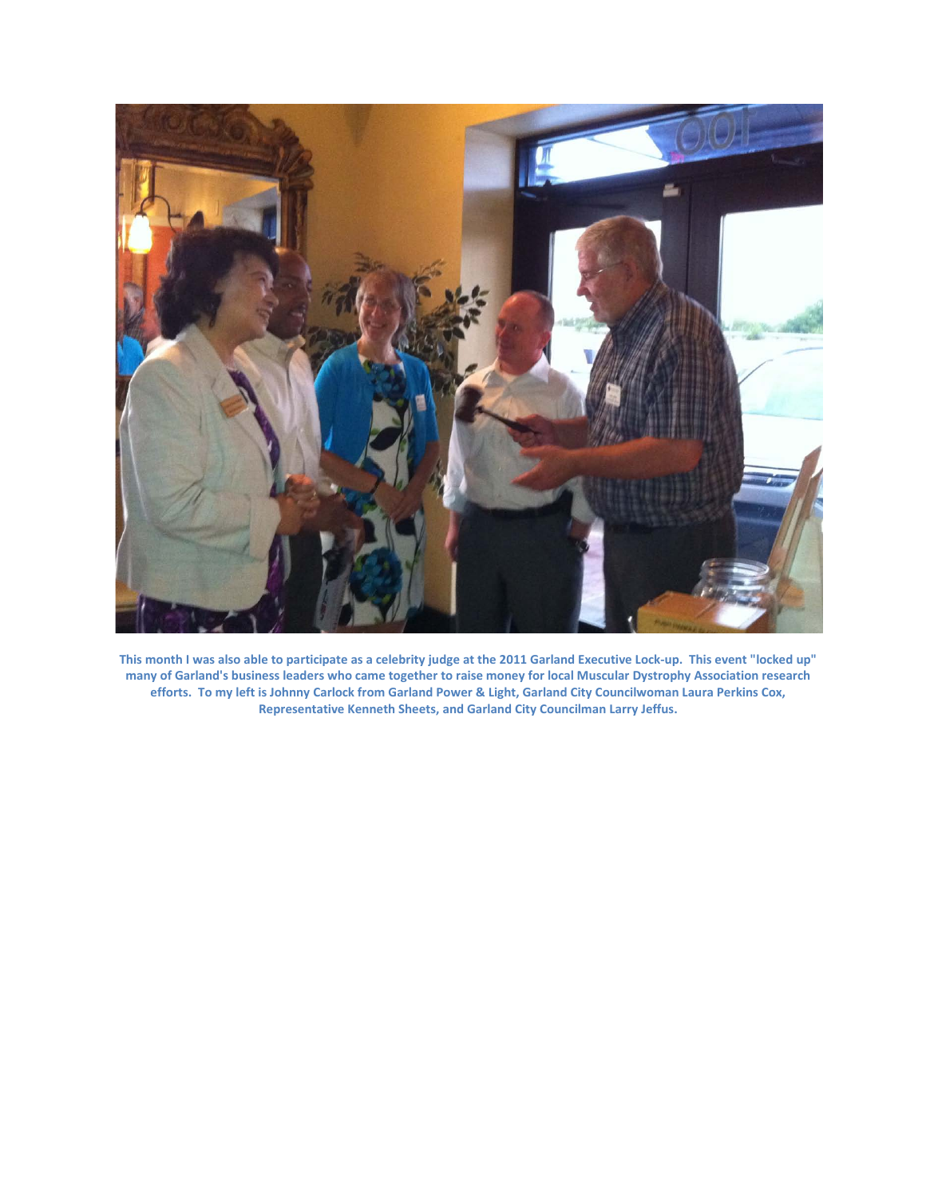**This month I was also able to participate as a celebrity judge at the 2011 Garland Executive Lock-up. This event "locked up" many of Garland's business leaders who came together to raise money for local Muscular Dystrophy Association research efforts. To my left is Johnny Carlock from Garland Power & Light, Garland City Councilwoman Laura Perkins Cox, Representative Kenneth Sheets, and Garland City Councilman Larry Jeffus.**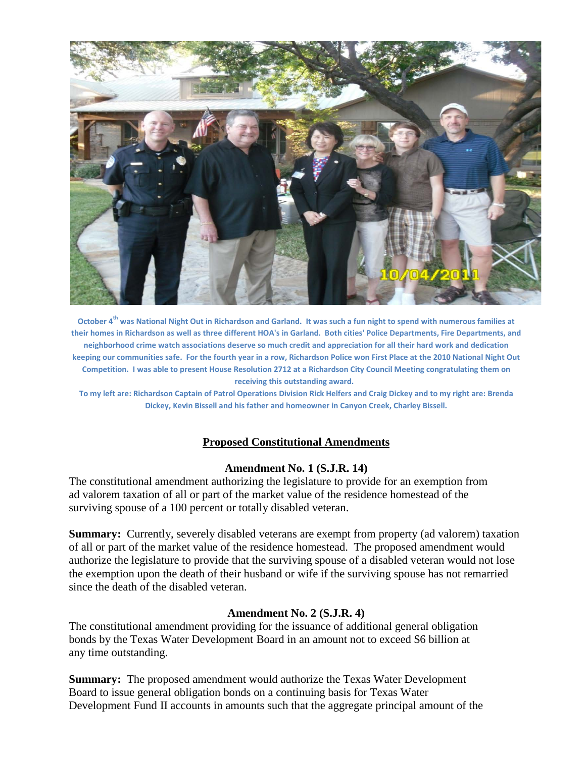October 4th was National Night Out in Richardson and Garland. It was such a fun night to spend with numerous families at their homes in Richardson as well as three different HOA's in Garland. Both cities' Police Departments, Fire Departments, and neighborhood crime watch associations deserve so much credit and appreciation for all their hard work and dedication keeping our communities safe. For the fourth year in a row, Richardson Police won First Place at the 2010 National Night Out Competition. I was able to present House Resolution 2712 at a Richardson City Council Meeting congratulating them on receiving this outstanding award.

To my left are: Richardson Captain of Patrol Operations Division Rick Helfers and Craig Dickey and to my right are: Brenda Dickey, Kevin Bissell and his father and homeowner in Canyon Creek, Charley Bissell.

## Proposed Constitutional Amendments

### Amendment No. 1 (S.J.R. 14)

The constitutional amendment authorizing the legislature to provide for an exemption from ad valorem taxation of all or part of the market value of the residence homestead of the surviving spouse of a 100 percent or totally disabled veteran.

**Summary:** Currently, severely disabled veterans are exempt from property (ad valorem) taxation of all or part of the market value of the residence homestead. The proposed amendment would authorize the legislature to provide that the surviving spouse of a disabled veteran would not lose the exemption upon the death of their husband or wife if the surviving spouse has not remarried since the death of the disabled veteran.

### Amendment No. 2 (S.J.R. 4)

The constitutional amendment providing for the issuance of additional general obligation bonds by the Texas Water Development Board in an amount not to exceed $6 billion at any time outstanding.

**Summary:** The proposed amendment would authorize the Texas Water Development Board to issue general obligation bonds on a continuing basis for Texas Water Development Fund II accounts in amounts such that the aggregate principal amount of the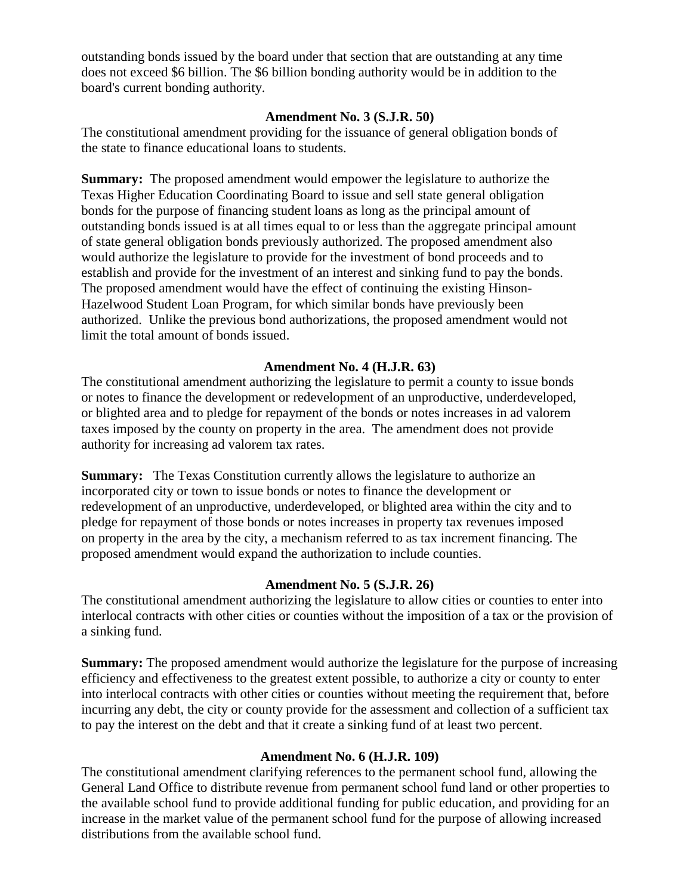outstanding bonds issued by the board under that section that are outstanding at any time does not exceed $6 billion. The $6 billion bonding authority would be in addition to the board's current bonding authority.

### Amendment No. 3 (S.J.R. 50)

The constitutional amendment providing for the issuance of general obligation bonds of the state to finance educational loans to students.

**Summary:** The proposed amendment would empower the legislature to authorize the Texas Higher Education Coordinating Board to issue and sell state general obligation bonds for the purpose of financing student loans as long as the principal amount of outstanding bonds issued is at all times equal to or less than the aggregate principal amount of state general obligation bonds previously authorized. The proposed amendment also would authorize the legislature to provide for the investment of bond proceeds and to establish and provide for the investment of an interest and sinking fund to pay the bonds. The proposed amendment would have the effect of continuing the existing Hinson-Hazelwood Student Loan Program, for which similar bonds have previously been authorized. Unlike the previous bond authorizations, the proposed amendment would not limit the total amount of bonds issued.

### Amendment No. 4 (H.J.R. 63)

The constitutional amendment authorizing the legislature to permit a county to issue bonds or notes to finance the development or redevelopment of an unproductive, underdeveloped, or blighted area and to pledge for repayment of the bonds or notes increases in ad valorem taxes imposed by the county on property in the area. The amendment does not provide authority for increasing ad valorem tax rates.

**Summary:** The Texas Constitution currently allows the legislature to authorize an incorporated city or town to issue bonds or notes to finance the development or redevelopment of an unproductive, underdeveloped, or blighted area within the city and to pledge for repayment of those bonds or notes increases in property tax revenues imposed on property in the area by the city, a mechanism referred to as tax increment financing. The proposed amendment would expand the authorization to include counties.

### Amendment No. 5 (S.J.R. 26)

The constitutional amendment authorizing the legislature to allow cities or counties to enter into interlocal contracts with other cities or counties without the imposition of a tax or the provision of a sinking fund.

**Summary:** The proposed amendment would authorize the legislature for the purpose of increasing efficiency and effectiveness to the greatest extent possible, to authorize a city or county to enter into interlocal contracts with other cities or counties without meeting the requirement that, before incurring any debt, the city or county provide for the assessment and collection of a sufficient tax to pay the interest on the debt and that it create a sinking fund of at least two percent.

### Amendment No. 6 (H.J.R. 109)

The constitutional amendment clarifying references to the permanent school fund, allowing the General Land Office to distribute revenue from permanent school fund land or other properties to the available school fund to provide additional funding for public education, and providing for an increase in the market value of the permanent school fund for the purpose of allowing increased distributions from the available school fund.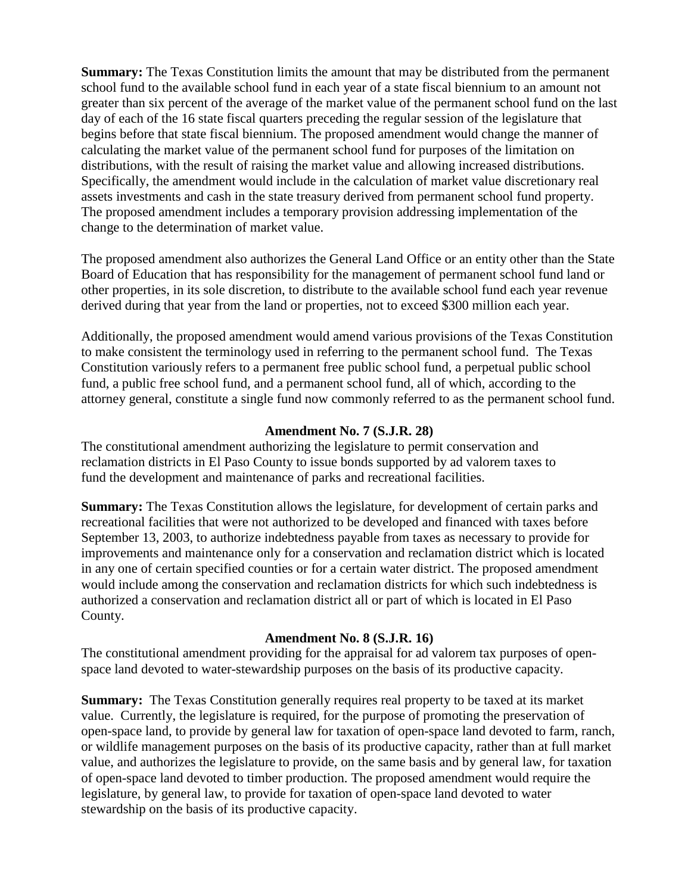**Summary:** The Texas Constitution limits the amount that may be distributed from the permanent school fund to the available school fund in each year of a state fiscal biennium to an amount not greater than six percent of the average of the market value of the permanent school fund on the last day of each of the 16 state fiscal quarters preceding the regular session of the legislature that begins before that state fiscal biennium. The proposed amendment would change the manner of calculating the market value of the permanent school fund for purposes of the limitation on distributions, with the result of raising the market value and allowing increased distributions. Specifically, the amendment would include in the calculation of market value discretionary real assets investments and cash in the state treasury derived from permanent school fund property. The proposed amendment includes a temporary provision addressing implementation of the change to the determination of market value.

The proposed amendment also authorizes the General Land Office or an entity other than the State Board of Education that has responsibility for the management of permanent school fund land or other properties, in its sole discretion, to distribute to the available school fund each year revenue derived during that year from the land or properties, not to exceed $300 million each year.

Additionally, the proposed amendment would amend various provisions of the Texas Constitution to make consistent the terminology used in referring to the permanent school fund. The Texas Constitution variously refers to a permanent free public school fund, a perpetual public school fund, a public free school fund, and a permanent school fund, all of which, according to the attorney general, constitute a single fund now commonly referred to as the permanent school fund.

**Amendment No. 7 (S.J.R. 28)**

The constitutional amendment authorizing the legislature to permit conservation and reclamation districts in El Paso County to issue bonds supported by ad valorem taxes to fund the development and maintenance of parks and recreational facilities.

**Summary:** The Texas Constitution allows the legislature, for development of certain parks and recreational facilities that were not authorized to be developed and financed with taxes before September 13, 2003, to authorize indebtedness payable from taxes as necessary to provide for improvements and maintenance only for a conservation and reclamation district which is located in any one of certain specified counties or for a certain water district. The proposed amendment would include among the conservation and reclamation districts for which such indebtedness is authorized a conservation and reclamation district all or part of which is located in El Paso County.

**Amendment No. 8 (S.J.R. 16)**

The constitutional amendment providing for the appraisal for ad valorem tax purposes of open-space land devoted to water-stewardship purposes on the basis of its productive capacity.

**Summary:** The Texas Constitution generally requires real property to be taxed at its market value. Currently, the legislature is required, for the purpose of promoting the preservation of open-space land, to provide by general law for taxation of open-space land devoted to farm, ranch, or wildlife management purposes on the basis of its productive capacity, rather than at full market value, and authorizes the legislature to provide, on the same basis and by general law, for taxation of open-space land devoted to timber production. The proposed amendment would require the legislature, by general law, to provide for taxation of open-space land devoted to water stewardship on the basis of its productive capacity.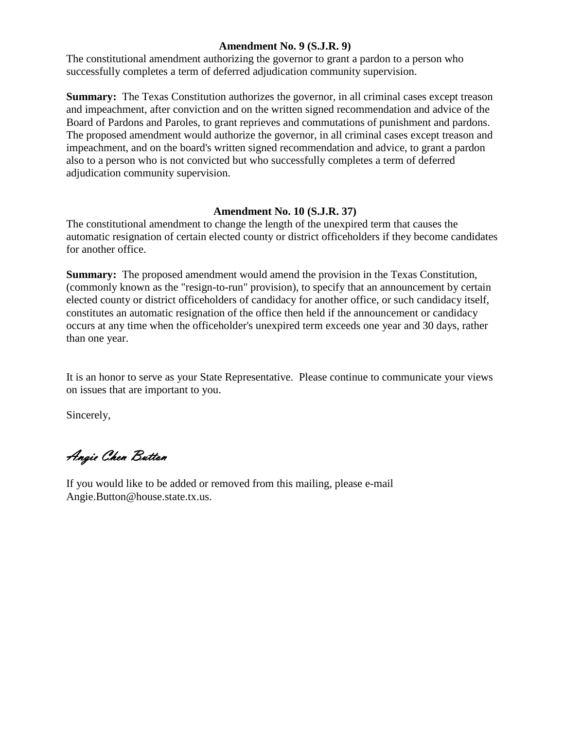**Amendment No. 9 (S.J.R. 9)**

The constitutional amendment authorizing the governor to grant a pardon to a person who successfully completes a term of deferred adjudication community supervision.

**Summary:** The Texas Constitution authorizes the governor, in all criminal cases except treason and impeachment, after conviction and on the written signed recommendation and advice of the Board of Pardons and Paroles, to grant reprieves and commutations of punishment and pardons. The proposed amendment would authorize the governor, in all criminal cases except treason and impeachment, and on the board's written signed recommendation and advice, to grant a pardon also to a person who is not convicted but who successfully completes a term of deferred adjudication community supervision.

**Amendment No. 10 (S.J.R. 37)**

The constitutional amendment to change the length of the unexpired term that causes the automatic resignation of certain elected county or district officeholders if they become candidates for another office.

**Summary:** The proposed amendment would amend the provision in the Texas Constitution, (commonly known as the "resign-to-run" provision), to specify that an announcement by certain elected county or district officeholders of candidacy for another office, or such candidacy itself, constitutes an automatic resignation of the office then held if the announcement or candidacy occurs at any time when the officeholder's unexpired term exceeds one year and 30 days, rather than one year.

It is an honor to serve as your State Representative. Please continue to communicate your views on issues that are important to you.

Sincerely,

*Angie Chen Button*

If you would like to be added or removed from this mailing, please e-mail Angie.Button@house.state.tx.us.